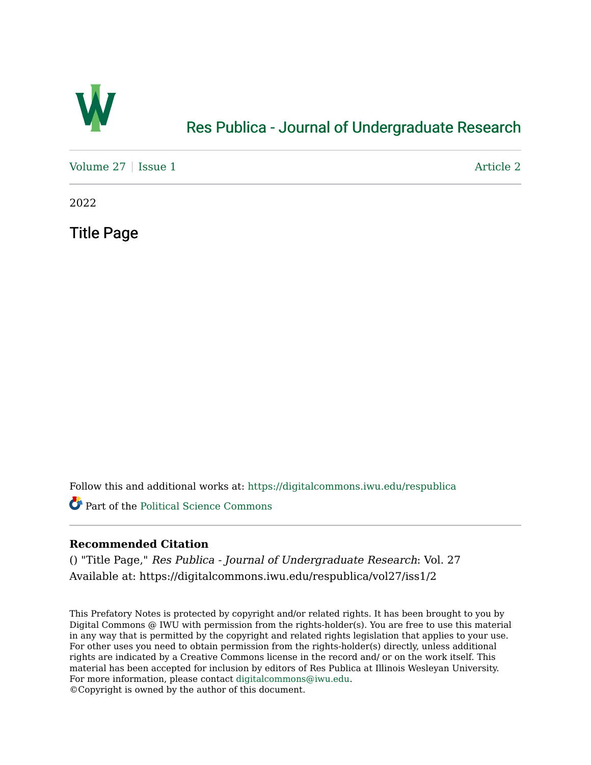# Res Publica - Journal of Undergraduate Research

Volume 27 | Issue 1 Article 2

2022

## Title Page

Follow this and additional works at: https://digitalcommons.iwu.edu/respublica

Part of the Political Science Commons

### Recommended Citation

() "Title Page," *Res Publica - Journal of Undergraduate Research*: Vol. 27
Available at: https://digitalcommons.iwu.edu/respublica/vol27/iss1/2

This Prefatory Notes is protected by copyright and/or related rights. It has been brought to you by Digital Commons @ IWU with permission from the rights-holder(s). You are free to use this material in any way that is permitted by the copyright and related rights legislation that applies to your use. For other uses you need to obtain permission from the rights-holder(s) directly, unless additional rights are indicated by a Creative Commons license in the record and/ or on the work itself. This material has been accepted for inclusion by editors of Res Publica at Illinois Wesleyan University. For more information, please contact digitalcommons@iwu.edu.
©Copyright is owned by the author of this document.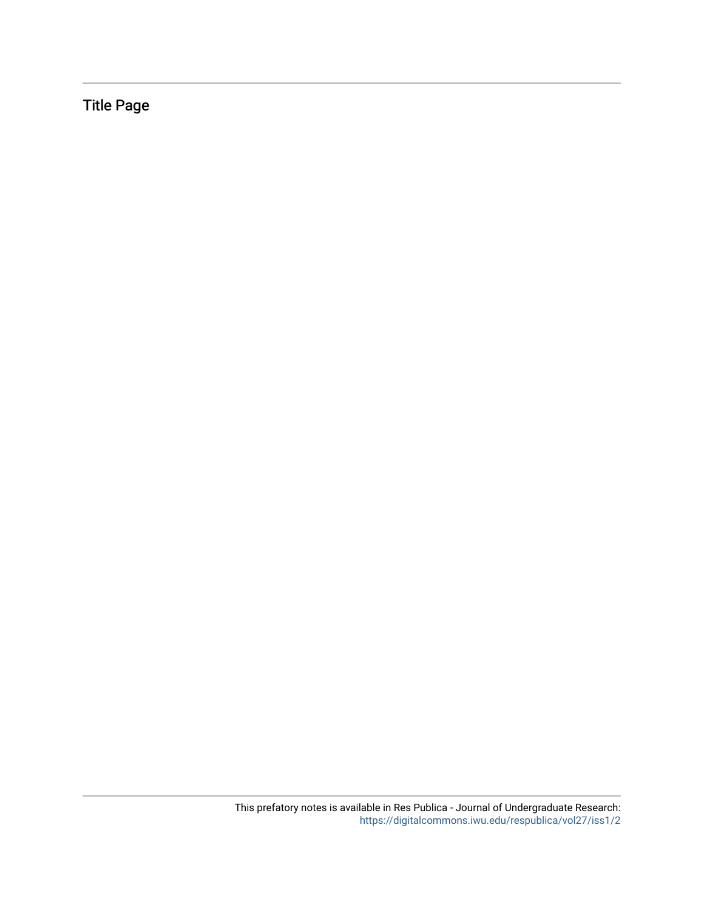Title Page

This prefatory notes is available in Res Publica - Journal of Undergraduate Research: https://digitalcommons.iwu.edu/respublica/vol27/iss1/2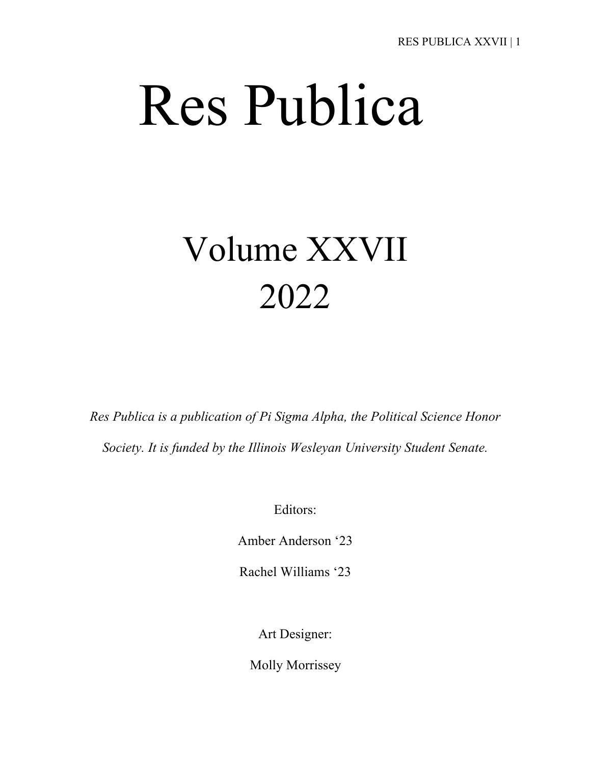# Res Publica

## Volume XXVII
## 2022

*Res Publica is a publication of Pi Sigma Alpha, the Political Science Honor Society. It is funded by the Illinois Wesleyan University Student Senate.*

Editors:

Amber Anderson '23

Rachel Williams '23

Art Designer:

Molly Morrissey